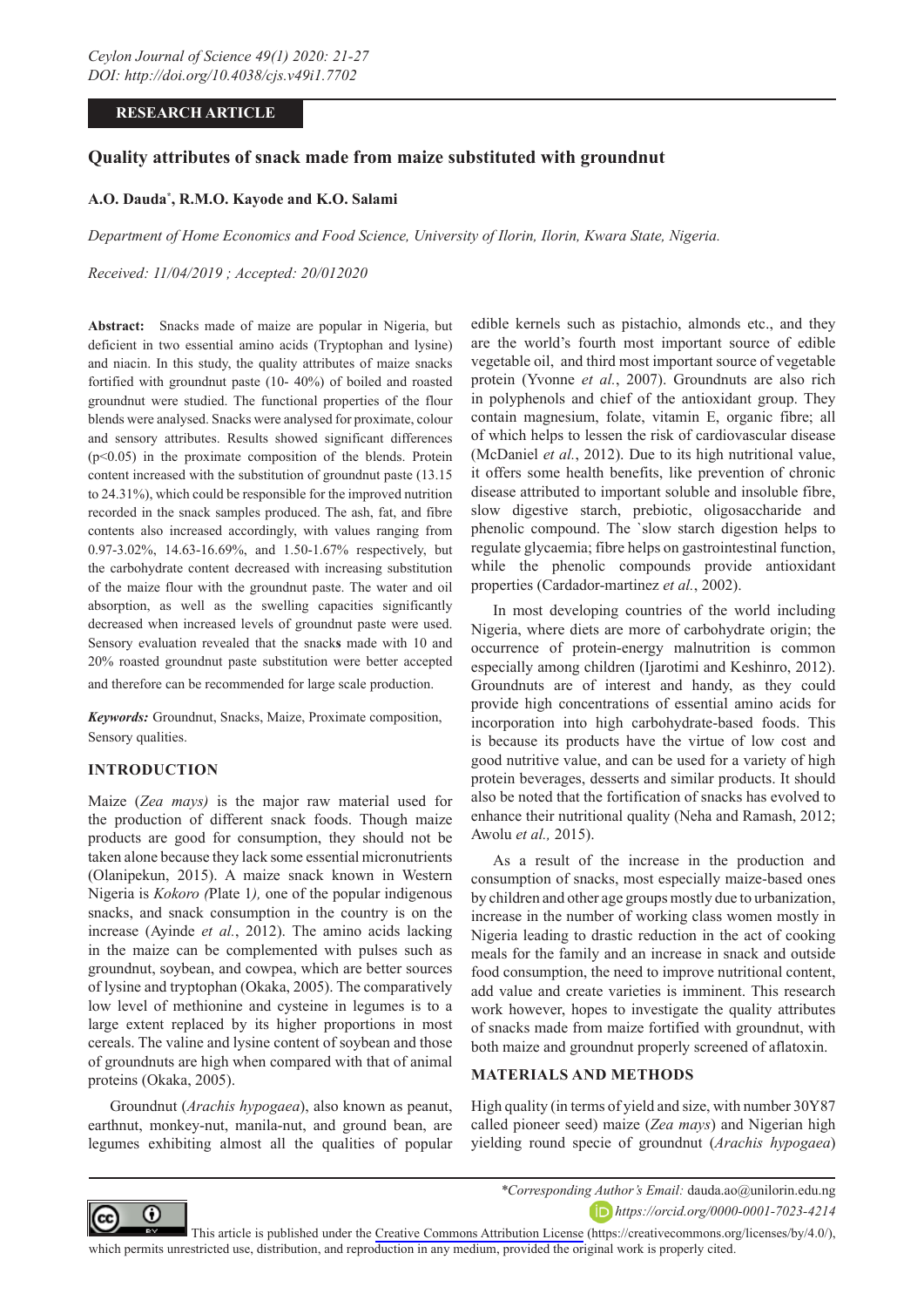**RESEARCH ARTICLE**

# Quality attributes of snack made from maize substituted with groundnut

**A.O. Dauda\*, R.M.O. Kayode and K.O. Salami**

*Department of Home Economics and Food Science, University of Ilorin, Ilorin, Kwara State, Nigeria.*

*Received: 11/04/2019 ; Accepted: 20/012020*

**Abstract:** Snacks made of maize are popular in Nigeria, but deficient in two essential amino acids (Tryptophan and lysine) and niacin. In this study, the quality attributes of maize snacks fortified with groundnut paste (10- 40%) of boiled and roasted groundnut were studied. The functional properties of the flour blends were analysed. Snacks were analysed for proximate, colour and sensory attributes. Results showed significant differences ($p<0.05$) in the proximate composition of the blends. Protein content increased with the substitution of groundnut paste (13.15 to 24.31%), which could be responsible for the improved nutrition recorded in the snack samples produced. The ash, fat, and fibre contents also increased accordingly, with values ranging from 0.97-3.02%, 14.63-16.69%, and 1.50-1.67% respectively, but the carbohydrate content decreased with increasing substitution of the maize flour with the groundnut paste. The water and oil absorption, as well as the swelling capacities significantly decreased when increased levels of groundnut paste were used. Sensory evaluation revealed that the snack**s** made with 10 and 20% roasted groundnut paste substitution were better accepted and therefore can be recommended for large scale production.

***Keywords:*** Groundnut, Snacks, Maize, Proximate composition, Sensory qualities.

## INTRODUCTION

Maize (*Zea mays)* is the major raw material used for the production of different snack foods. Though maize products are good for consumption, they should not be taken alone because they lack some essential micronutrients (Olanipekun, 2015). A maize snack known in Western Nigeria is *Kokoro (*Plate 1*),* one of the popular indigenous snacks, and snack consumption in the country is on the increase (Ayinde *et al.*, 2012). The amino acids lacking in the maize can be complemented with pulses such as groundnut, soybean, and cowpea, which are better sources of lysine and tryptophan (Okaka, 2005). The comparatively low level of methionine and cysteine in legumes is to a large extent replaced by its higher proportions in most cereals. The valine and lysine content of soybean and those of groundnuts are high when compared with that of animal proteins (Okaka, 2005).

Groundnut (*Arachis hypogaea*), also known as peanut, earthnut, monkey-nut, manila-nut, and ground bean, are legumes exhibiting almost all the qualities of popular edible kernels such as pistachio, almonds etc., and they are the world's fourth most important source of edible vegetable oil, and third most important source of vegetable protein (Yvonne *et al.*, 2007). Groundnuts are also rich in polyphenols and chief of the antioxidant group. They contain magnesium, folate, vitamin E, organic fibre; all of which helps to lessen the risk of cardiovascular disease (McDaniel *et al.*, 2012). Due to its high nutritional value, it offers some health benefits, like prevention of chronic disease attributed to important soluble and insoluble fibre, slow digestive starch, prebiotic, oligosaccharide and phenolic compound. The `slow starch digestion helps to regulate glycaemia; fibre helps on gastrointestinal function, while the phenolic compounds provide antioxidant properties (Cardador-martinez *et al.*, 2002).

In most developing countries of the world including Nigeria, where diets are more of carbohydrate origin; the occurrence of protein-energy malnutrition is common especially among children (Ijarotimi and Keshinro, 2012). Groundnuts are of interest and handy, as they could provide high concentrations of essential amino acids for incorporation into high carbohydrate-based foods. This is because its products have the virtue of low cost and good nutritive value, and can be used for a variety of high protein beverages, desserts and similar products. It should also be noted that the fortification of snacks has evolved to enhance their nutritional quality (Neha and Ramash, 2012; Awolu *et al.,* 2015).

As a result of the increase in the production and consumption of snacks, most especially maize-based ones by children and other age groups mostly due to urbanization, increase in the number of working class women mostly in Nigeria leading to drastic reduction in the act of cooking meals for the family and an increase in snack and outside food consumption, the need to improve nutritional content, add value and create varieties is imminent. This research work however, hopes to investigate the quality attributes of snacks made from maize fortified with groundnut, with both maize and groundnut properly screened of aflatoxin.

## MATERIALS AND METHODS

High quality (in terms of yield and size, with number 30Y87 called pioneer seed) maize (*Zea mays*) and Nigerian high yielding round specie of groundnut (*Arachis hypogaea*)

\**Corresponding Author's Email:* dauda.ao@unilorin.edu.ng

*https://orcid.org/0000-0001-7023-4214*

This article is published under the Creative Commons Attribution License (https://creativecommons.org/licenses/by/4.0/), which permits unrestricted use, distribution, and reproduction in any medium, provided the original work is properly cited.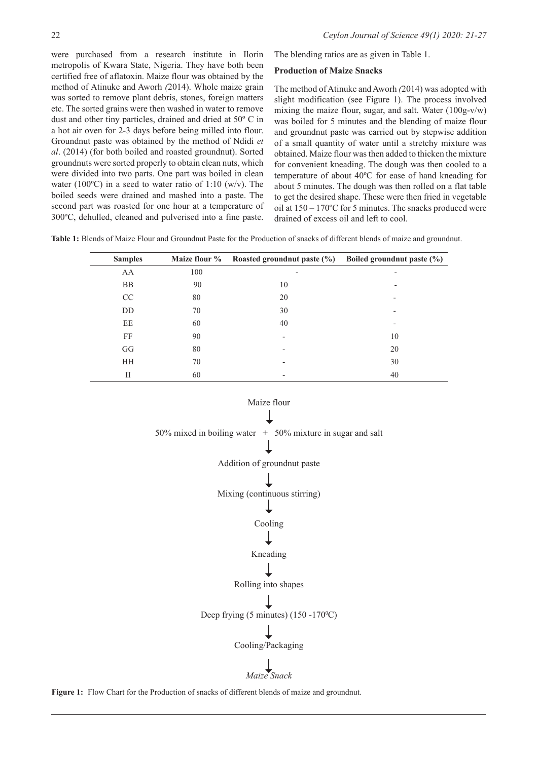were purchased from a research institute in Ilorin metropolis of Kwara State, Nigeria. They have both been certified free of aflatoxin. Maize flour was obtained by the method of Atinuke and Aworh *(*2014). Whole maize grain was sorted to remove plant debris, stones, foreign matters etc. The sorted grains were then washed in water to remove dust and other tiny particles, drained and dried at 50º C in a hot air oven for 2-3 days before being milled into flour. Groundnut paste was obtained by the method of Ndidi *et al*. (2014) (for both boiled and roasted groundnut). Sorted groundnuts were sorted properly to obtain clean nuts, which were divided into two parts. One part was boiled in clean water (100ºC) in a seed to water ratio of 1:10 (w/v). The boiled seeds were drained and mashed into a paste. The second part was roasted for one hour at a temperature of 300ºC, dehulled, cleaned and pulverised into a fine paste. The blending ratios are as given in Table 1.

**Production of Maize Snacks**

The method of Atinuke and Aworh *(*2014) was adopted with slight modification (see Figure 1). The process involved mixing the maize flour, sugar, and salt. Water (100g-v/w) was boiled for 5 minutes and the blending of maize flour and groundnut paste was carried out by stepwise addition of a small quantity of water until a stretchy mixture was obtained. Maize flour was then added to thicken the mixture for convenient kneading. The dough was then cooled to a temperature of about 40ºC for ease of hand kneading for about 5 minutes. The dough was then rolled on a flat table to get the desired shape. These were then fried in vegetable oil at 150 – 170ºC for 5 minutes. The snacks produced were drained of excess oil and left to cool.

**Table 1:** Blends of Maize Flour and Groundnut Paste for the Production of snacks of different blends of maize and groundnut.

| Samples | Maize flour % | Roasted groundnut paste (%) | Boiled groundnut paste (%) |
|---|---|---|---|
| AA | 100 | - | - |
| BB | 90 | 10 | - |
| CC | 80 | 20 | - |
| DD | 70 | 30 | - |
| EE | 60 | 40 | - |
| FF | 90 | - | 10 |
| GG | 80 | - | 20 |
| HH | 70 | - | 30 |
| II | 60 | - | 40 |

Maize flour
↓
50% mixed in boiling water + 50% mixture in sugar and salt
↓
Addition of groundnut paste
↓
Mixing (continuous stirring)
↓
Cooling
↓
Kneading
↓
Rolling into shapes
↓
Deep frying (5 minutes) (150 -170$^0$C)
↓
Cooling/Packaging
↓
*Maize Snack*

**Figure 1:** Flow Chart for the Production of snacks of different blends of maize and groundnut.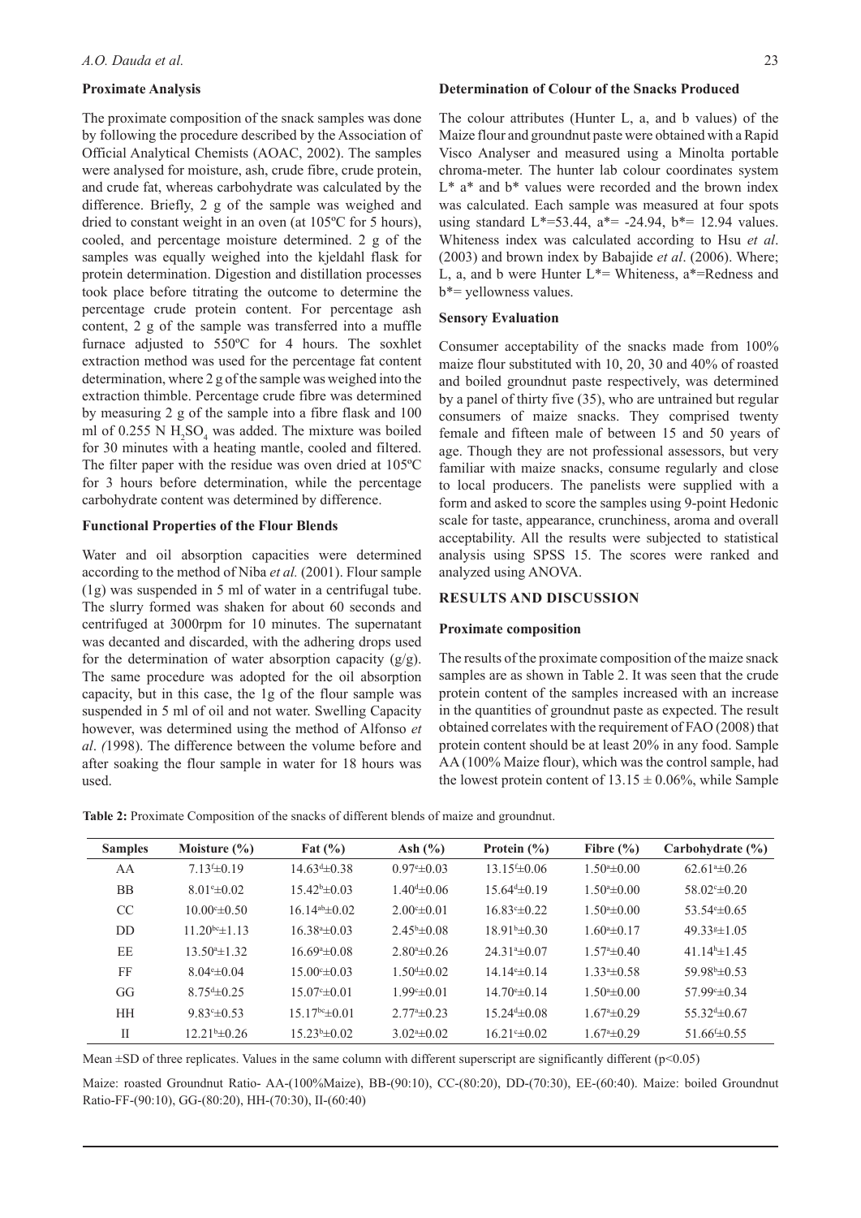### Proximate Analysis

The proximate composition of the snack samples was done by following the procedure described by the Association of Official Analytical Chemists (AOAC, 2002). The samples were analysed for moisture, ash, crude fibre, crude protein, and crude fat, whereas carbohydrate was calculated by the difference. Briefly, 2 g of the sample was weighed and dried to constant weight in an oven (at 105ºC for 5 hours), cooled, and percentage moisture determined. 2 g of the samples was equally weighed into the kjeldahl flask for protein determination. Digestion and distillation processes took place before titrating the outcome to determine the percentage crude protein content. For percentage ash content, 2 g of the sample was transferred into a muffle furnace adjusted to 550ºC for 4 hours. The soxhlet extraction method was used for the percentage fat content determination, where 2 g of the sample was weighed into the extraction thimble. Percentage crude fibre was determined by measuring 2 g of the sample into a fibre flask and 100 ml of 0.255 N $H_2SO_4$ was added. The mixture was boiled for 30 minutes with a heating mantle, cooled and filtered. The filter paper with the residue was oven dried at 105ºC for 3 hours before determination, while the percentage carbohydrate content was determined by difference.

### Functional Properties of the Flour Blends

Water and oil absorption capacities were determined according to the method of Niba *et al.* (2001). Flour sample (1g) was suspended in 5 ml of water in a centrifugal tube. The slurry formed was shaken for about 60 seconds and centrifuged at 3000rpm for 10 minutes. The supernatant was decanted and discarded, with the adhering drops used for the determination of water absorption capacity (g/g). The same procedure was adopted for the oil absorption capacity, but in this case, the 1g of the flour sample was suspended in 5 ml of oil and not water. Swelling Capacity however, was determined using the method of Alfonso *et al*. *(*1998). The difference between the volume before and after soaking the flour sample in water for 18 hours was used.

### Determination of Colour of the Snacks Produced

The colour attributes (Hunter L, a, and b values) of the Maize flour and groundnut paste were obtained with a Rapid Visco Analyser and measured using a Minolta portable chroma-meter. The hunter lab colour coordinates system L* a* and b* values were recorded and the brown index was calculated. Each sample was measured at four spots using standard L*=53.44, a*= -24.94, b*= 12.94 values. Whiteness index was calculated according to Hsu *et al*. (2003) and brown index by Babajide *et al*. (2006). Where; L, a, and b were Hunter L*= Whiteness, a*=Redness and b*= yellowness values.

### Sensory Evaluation

Consumer acceptability of the snacks made from 100% maize flour substituted with 10, 20, 30 and 40% of roasted and boiled groundnut paste respectively, was determined by a panel of thirty five (35), who are untrained but regular consumers of maize snacks. They comprised twenty female and fifteen male of between 15 and 50 years of age. Though they are not professional assessors, but very familiar with maize snacks, consume regularly and close to local producers. The panelists were supplied with a form and asked to score the samples using 9-point Hedonic scale for taste, appearance, crunchiness, aroma and overall acceptability. All the results were subjected to statistical analysis using SPSS 15. The scores were ranked and analyzed using ANOVA.

## RESULTS AND DISCUSSION

### Proximate composition

The results of the proximate composition of the maize snack samples are as shown in Table 2. It was seen that the crude protein content of the samples increased with an increase in the quantities of groundnut paste as expected. The result obtained correlates with the requirement of FAO (2008) that protein content should be at least 20% in any food. Sample AA (100% Maize flour), which was the control sample, had the lowest protein content of 13.15 ± 0.06%, while Sample

**Table 2:** Proximate Composition of the snacks of different blends of maize and groundnut.

| Samples | Moisture (%) | Fat (%) | Ash (%) | Protein (%) | Fibre (%) | Carbohydrate (%) |
|---|---|---|---|---|---|---|
| AA | $7.13^{f}\pm0.19$ | $14.63^{d}\pm0.38$ | $0.97^{e}\pm0.03$ | $13.15^{f}\pm0.06$ | $1.50^{a}\pm0.00$ | $62.61^{a}\pm0.26$ |
| BB | $8.01^{e}\pm0.02$ | $15.42^{b}\pm0.03$ | $1.40^{d}\pm0.06$ | $15.64^{d}\pm0.19$ | $1.50^{a}\pm0.00$ | $58.02^{c}\pm0.20$ |
| CC | $10.00^{c}\pm0.50$ | $16.14^{ab}\pm0.02$ | $2.00^{c}\pm0.01$ | $16.83^{c}\pm0.22$ | $1.50^{a}\pm0.00$ | $53.54^{e}\pm0.65$ |
| DD | $11.20^{bc}\pm1.13$ | $16.38^{a}\pm0.03$ | $2.45^{b}\pm0.08$ | $18.91^{b}\pm0.30$ | $1.60^{a}\pm0.17$ | $49.33^{g}\pm1.05$ |
| EE | $13.50^{a}\pm1.32$ | $16.69^{a}\pm0.08$ | $2.80^{a}\pm0.26$ | $24.31^{a}\pm0.07$ | $1.57^{a}\pm0.40$ | $41.14^{h}\pm1.45$ |
| FF | $8.04^{e}\pm0.04$ | $15.00^{c}\pm0.03$ | $1.50^{d}\pm0.02$ | $14.14^{e}\pm0.14$ | $1.33^{a}\pm0.58$ | $59.98^{b}\pm0.53$ |
| GG | $8.75^{d}\pm0.25$ | $15.07^{c}\pm0.01$ | $1.99^{c}\pm0.01$ | $14.70^{e}\pm0.14$ | $1.50^{a}\pm0.00$ | $57.99^{c}\pm0.34$ |
| HH | $9.83^{c}\pm0.53$ | $15.17^{bc}\pm0.01$ | $2.77^{a}\pm0.23$ | $15.24^{d}\pm0.08$ | $1.67^{a}\pm0.29$ | $55.32^{d}\pm0.67$ |
| II | $12.21^{b}\pm0.26$ | $15.23^{b}\pm0.02$ | $3.02^{a}\pm0.02$ | $16.21^{c}\pm0.02$ | $1.67^{a}\pm0.29$ | $51.66^{f}\pm0.55$ |

Mean ±SD of three replicates. Values in the same column with different superscript are significantly different ($p<0.05$)

Maize: roasted Groundnut Ratio- AA-(100%Maize), BB-(90:10), CC-(80:20), DD-(70:30), EE-(60:40). Maize: boiled Groundnut Ratio-FF-(90:10), GG-(80:20), HH-(70:30), II-(60:40)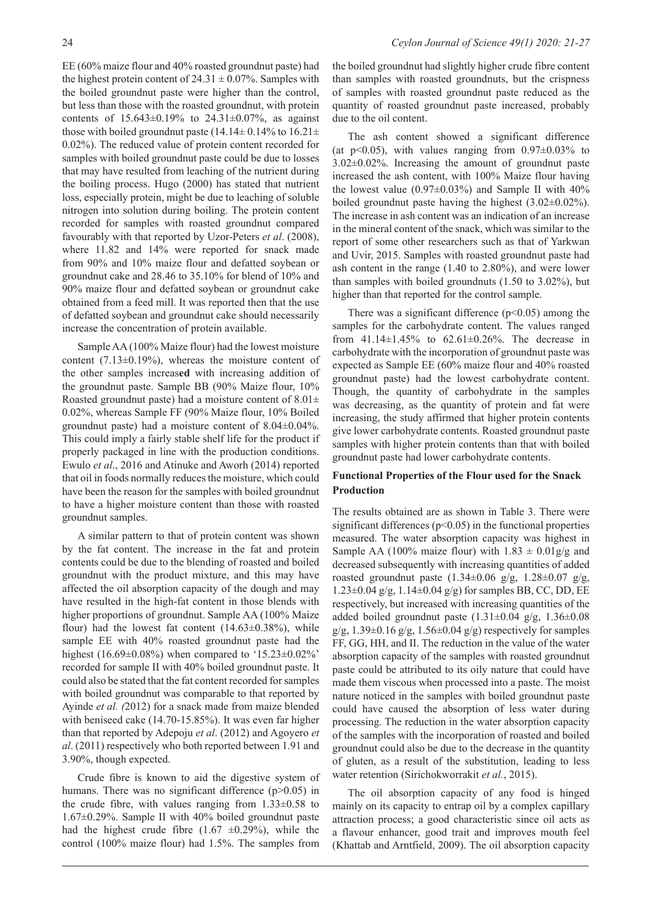EE (60% maize flour and 40% roasted groundnut paste) had the highest protein content of 24.31 ± 0.07%. Samples with the boiled groundnut paste were higher than the control, but less than those with the roasted groundnut, with protein contents of 15.643±0.19% to 24.31±0.07%, as against those with boiled groundnut paste (14.14± 0.14% to 16.21± 0.02%). The reduced value of protein content recorded for samples with boiled groundnut paste could be due to losses that may have resulted from leaching of the nutrient during the boiling process. Hugo (2000) has stated that nutrient loss, especially protein, might be due to leaching of soluble nitrogen into solution during boiling. The protein content recorded for samples with roasted groundnut compared favourably with that reported by Uzor-Peters *et al*. (2008), where 11.82 and 14% were reported for snack made from 90% and 10% maize flour and defatted soybean or groundnut cake and 28.46 to 35.10% for blend of 10% and 90% maize flour and defatted soybean or groundnut cake obtained from a feed mill. It was reported then that the use of defatted soybean and groundnut cake should necessarily increase the concentration of protein available.

Sample AA (100% Maize flour) had the lowest moisture content (7.13±0.19%), whereas the moisture content of the other samples increase**d** with increasing addition of the groundnut paste. Sample BB (90% Maize flour, 10% Roasted groundnut paste) had a moisture content of 8.01± 0.02%, whereas Sample FF (90% Maize flour, 10% Boiled groundnut paste) had a moisture content of 8.04±0.04%. This could imply a fairly stable shelf life for the product if properly packaged in line with the production conditions. Ewulo *et al*., 2016 and Atinuke and Aworh (2014) reported that oil in foods normally reduces the moisture, which could have been the reason for the samples with boiled groundnut to have a higher moisture content than those with roasted groundnut samples.

A similar pattern to that of protein content was shown by the fat content. The increase in the fat and protein contents could be due to the blending of roasted and boiled groundnut with the product mixture, and this may have affected the oil absorption capacity of the dough and may have resulted in the high-fat content in those blends with higher proportions of groundnut. Sample AA (100% Maize flour) had the lowest fat content (14.63±0.38%), while sample EE with 40% roasted groundnut paste had the highest (16.69±0.08%) when compared to '15.23±0.02%' recorded for sample II with 40% boiled groundnut paste. It could also be stated that the fat content recorded for samples with boiled groundnut was comparable to that reported by Ayinde *et al. (*2012) for a snack made from maize blended with beniseed cake (14.70-15.85%). It was even far higher than that reported by Adepoju *et al*. (2012) and Agoyero *et al*. (2011) respectively who both reported between 1.91 and 3.90%, though expected.

Crude fibre is known to aid the digestive system of humans. There was no significant difference ($p>0.05$) in the crude fibre, with values ranging from 1.33±0.58 to 1.67±0.29%. Sample II with 40% boiled groundnut paste had the highest crude fibre (1.67 ±0.29%), while the control (100% maize flour) had 1.5%. The samples from the boiled groundnut had slightly higher crude fibre content than samples with roasted groundnuts, but the crispness of samples with roasted groundnut paste reduced as the quantity of roasted groundnut paste increased, probably due to the oil content.

The ash content showed a significant difference (at $p<0.05$), with values ranging from 0.97±0.03% to 3.02±0.02%. Increasing the amount of groundnut paste increased the ash content, with 100% Maize flour having the lowest value (0.97±0.03%) and Sample II with 40% boiled groundnut paste having the highest (3.02±0.02%). The increase in ash content was an indication of an increase in the mineral content of the snack, which was similar to the report of some other researchers such as that of Yarkwan and Uvir, 2015. Samples with roasted groundnut paste had ash content in the range (1.40 to 2.80%), and were lower than samples with boiled groundnuts (1.50 to 3.02%), but higher than that reported for the control sample.

There was a significant difference ($p<0.05$) among the samples for the carbohydrate content. The values ranged from 41.14±1.45% to 62.61±0.26%. The decrease in carbohydrate with the incorporation of groundnut paste was expected as Sample EE (60% maize flour and 40% roasted groundnut paste) had the lowest carbohydrate content. Though, the quantity of carbohydrate in the samples was decreasing, as the quantity of protein and fat were increasing, the study affirmed that higher protein contents give lower carbohydrate contents. Roasted groundnut paste samples with higher protein contents than that with boiled groundnut paste had lower carbohydrate contents.

### Functional Properties of the Flour used for the Snack Production

The results obtained are as shown in Table 3. There were significant differences ($p<0.05$) in the functional properties measured. The water absorption capacity was highest in Sample AA (100% maize flour) with 1.83 ± 0.01g/g and decreased subsequently with increasing quantities of added roasted groundnut paste (1.34±0.06 g/g, 1.28±0.07 g/g, 1.23±0.04 g/g, 1.14±0.04 g/g) for samples BB, CC, DD, EE respectively, but increased with increasing quantities of the added boiled groundnut paste (1.31±0.04 g/g, 1.36±0.08 g/g, 1.39±0.16 g/g, 1.56±0.04 g/g) respectively for samples FF, GG, HH, and II. The reduction in the value of the water absorption capacity of the samples with roasted groundnut paste could be attributed to its oily nature that could have made them viscous when processed into a paste. The moist nature noticed in the samples with boiled groundnut paste could have caused the absorption of less water during processing. The reduction in the water absorption capacity of the samples with the incorporation of roasted and boiled groundnut could also be due to the decrease in the quantity of gluten, as a result of the substitution, leading to less water retention (Sirichokworrakit *et al.*, 2015).

The oil absorption capacity of any food is hinged mainly on its capacity to entrap oil by a complex capillary attraction process; a good characteristic since oil acts as a flavour enhancer, good trait and improves mouth feel (Khattab and Arntfield, 2009). The oil absorption capacity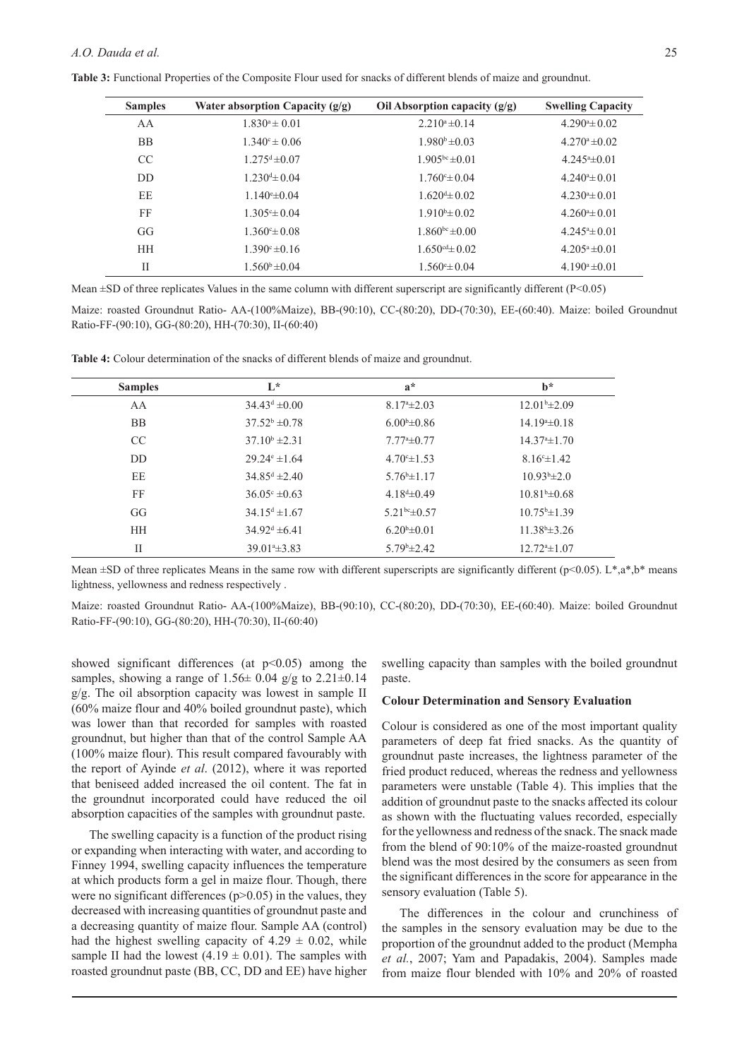**Table 3:** Functional Properties of the Composite Flour used for snacks of different blends of maize and groundnut.

| Samples | Water absorption Capacity (g/g) | Oil Absorption capacity (g/g) | Swelling Capacity |
|---|---|---|---|
| AA | $1.830^{a} \pm 0.01$ | $2.210^{a} \pm 0.14$ | $4.290^{a} \pm 0.02$ |
| BB | $1.340^{c} \pm 0.06$ | $1.980^{b} \pm 0.03$ | $4.270^{a} \pm 0.02$ |
| CC | $1.275^{d} \pm 0.07$ | $1.905^{bc} \pm 0.01$ | $4.245^{a} \pm 0.01$ |
| DD | $1.230^{d} \pm 0.04$ | $1.760^{c} \pm 0.04$ | $4.240^{a} \pm 0.01$ |
| EE | $1.140^{e} \pm 0.04$ | $1.620^{d} \pm 0.02$ | $4.230^{a} \pm 0.01$ |
| FF | $1.305^{c} \pm 0.04$ | $1.910^{b} \pm 0.02$ | $4.260^{a} \pm 0.01$ |
| GG | $1.360^{c} \pm 0.08$ | $1.860^{bc} \pm 0.00$ | $4.245^{a} \pm 0.01$ |
| HH | $1.390^{c} \pm 0.16$ | $1.650^{cd} \pm 0.02$ | $4.205^{a} \pm 0.01$ |
| II | $1.560^{b} \pm 0.04$ | $1.560^{e} \pm 0.04$ | $4.190^{a} \pm 0.01$ |

Mean ±SD of three replicates Values in the same column with different superscript are significantly different ($P<0.05$)

Maize: roasted Groundnut Ratio- AA-(100%Maize), BB-(90:10), CC-(80:20), DD-(70:30), EE-(60:40). Maize: boiled Groundnut Ratio-FF-(90:10), GG-(80:20), HH-(70:30), II-(60:40)

**Table 4:** Colour determination of the snacks of different blends of maize and groundnut.

| Samples | L* | a* | b* |
|---|---|---|---|
| AA | $34.43^{d} \pm 0.00$ | $8.17^{a} \pm 2.03$ | $12.01^{b} \pm 2.09$ |
| BB | $37.52^{b} \pm 0.78$ | $6.00^{b} \pm 0.86$ | $14.19^{a} \pm 0.18$ |
| CC | $37.10^{b} \pm 2.31$ | $7.77^{a} \pm 0.77$ | $14.37^{a} \pm 1.70$ |
| DD | $29.24^{e} \pm 1.64$ | $4.70^{c} \pm 1.53$ | $8.16^{c} \pm 1.42$ |
| EE | $34.85^{d} \pm 2.40$ | $5.76^{b} \pm 1.17$ | $10.93^{b} \pm 2.0$ |
| FF | $36.05^{c} \pm 0.63$ | $4.18^{d} \pm 0.49$ | $10.81^{b} \pm 0.68$ |
| GG | $34.15^{d} \pm 1.67$ | $5.21^{bc} \pm 0.57$ | $10.75^{b} \pm 1.39$ |
| HH | $34.92^{d} \pm 6.41$ | $6.20^{b} \pm 0.01$ | $11.38^{b} \pm 3.26$ |
| II | $39.01^{a} \pm 3.83$ | $5.79^{b} \pm 2.42$ | $12.72^{a} \pm 1.07$ |

Mean ±SD of three replicates Means in the same row with different superscripts are significantly different ($p<0.05$). L*,a*,b* means lightness, yellowness and redness respectively .

Maize: roasted Groundnut Ratio- AA-(100%Maize), BB-(90:10), CC-(80:20), DD-(70:30), EE-(60:40). Maize: boiled Groundnut Ratio-FF-(90:10), GG-(80:20), HH-(70:30), II-(60:40)

showed significant differences (at $p<0.05$) among the samples, showing a range of 1.56± 0.04 g/g to 2.21±0.14 g/g. The oil absorption capacity was lowest in sample II (60% maize flour and 40% boiled groundnut paste), which was lower than that recorded for samples with roasted groundnut, but higher than that of the control Sample AA (100% maize flour). This result compared favourably with the report of Ayinde *et al*. (2012), where it was reported that beniseed added increased the oil content. The fat in the groundnut incorporated could have reduced the oil absorption capacities of the samples with groundnut paste.

The swelling capacity is a function of the product rising or expanding when interacting with water, and according to Finney 1994, swelling capacity influences the temperature at which products form a gel in maize flour. Though, there were no significant differences ($p>0.05$) in the values, they decreased with increasing quantities of groundnut paste and a decreasing quantity of maize flour. Sample AA (control) had the highest swelling capacity of 4.29 ± 0.02, while sample II had the lowest (4.19 ± 0.01). The samples with roasted groundnut paste (BB, CC, DD and EE) have higher swelling capacity than samples with the boiled groundnut paste.

### Colour Determination and Sensory Evaluation

Colour is considered as one of the most important quality parameters of deep fat fried snacks. As the quantity of groundnut paste increases, the lightness parameter of the fried product reduced, whereas the redness and yellowness parameters were unstable (Table 4). This implies that the addition of groundnut paste to the snacks affected its colour as shown with the fluctuating values recorded, especially for the yellowness and redness of the snack. The snack made from the blend of 90:10% of the maize-roasted groundnut blend was the most desired by the consumers as seen from the significant differences in the score for appearance in the sensory evaluation (Table 5).

The differences in the colour and crunchiness of the samples in the sensory evaluation may be due to the proportion of the groundnut added to the product (Mempha *et al.*, 2007; Yam and Papadakis, 2004). Samples made from maize flour blended with 10% and 20% of roasted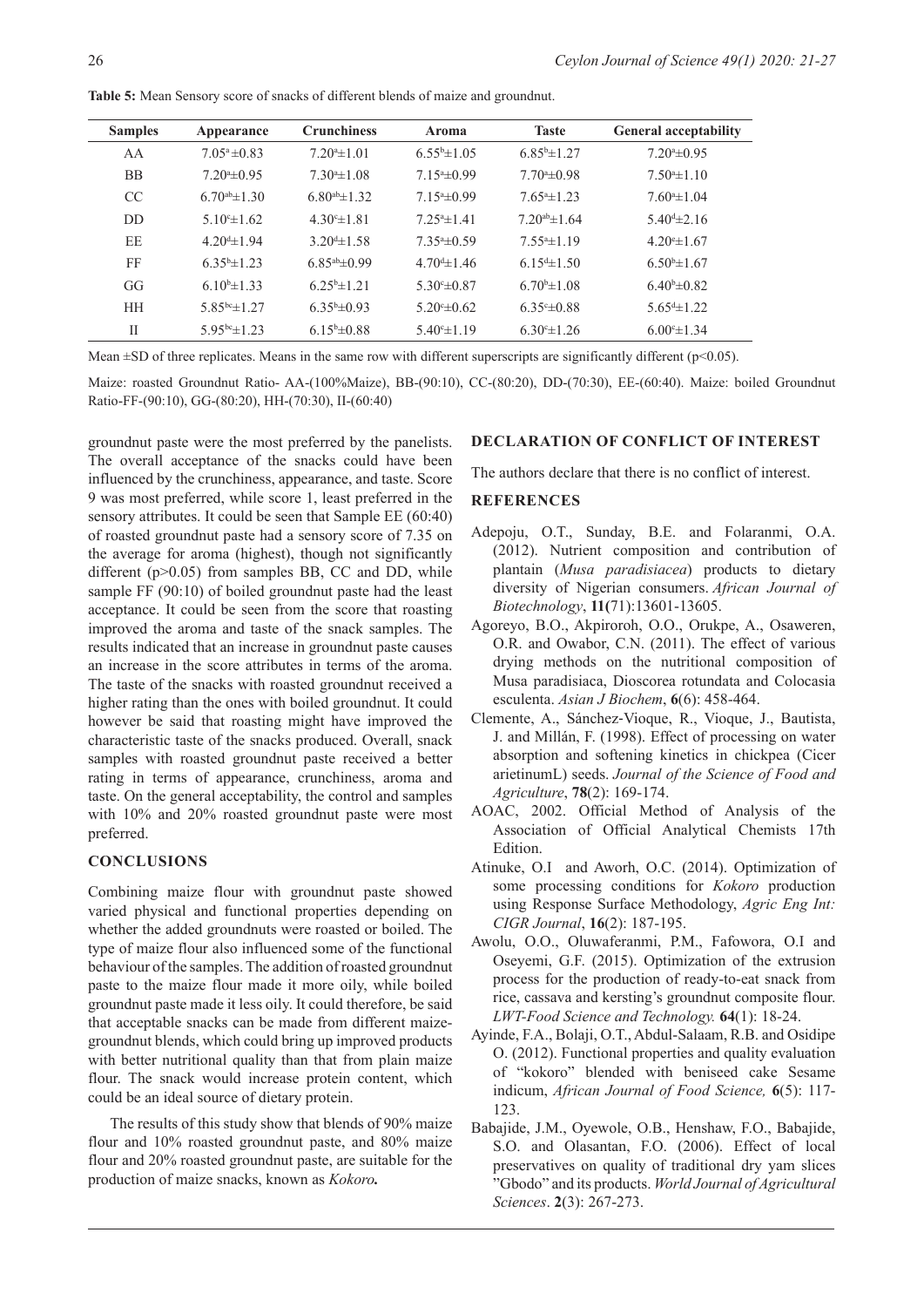**Table 5:** Mean Sensory score of snacks of different blends of maize and groundnut.

| Samples | Appearance | Crunchiness | Aroma | Taste | General acceptability |
|---|---|---|---|---|---|
| AA | $7.05^{a}\pm0.83$ | $7.20^{a}\pm1.01$ | $6.55^{b}\pm1.05$ | $6.85^{b}\pm1.27$ | $7.20^{a}\pm0.95$ |
| BB | $7.20^{a}\pm0.95$ | $7.30^{a}\pm1.08$ | $7.15^{a}\pm0.99$ | $7.70^{a}\pm0.98$ | $7.50^{a}\pm1.10$ |
| CC | $6.70^{ab}\pm1.30$ | $6.80^{ab}\pm1.32$ | $7.15^{a}\pm0.99$ | $7.65^{a}\pm1.23$ | $7.60^{a}\pm1.04$ |
| DD | $5.10^{c}\pm1.62$ | $4.30^{c}\pm1.81$ | $7.25^{a}\pm1.41$ | $7.20^{ab}\pm1.64$ | $5.40^{d}\pm2.16$ |
| EE | $4.20^{d}\pm1.94$ | $3.20^{d}\pm1.58$ | $7.35^{a}\pm0.59$ | $7.55^{a}\pm1.19$ | $4.20^{e}\pm1.67$ |
| FF | $6.35^{b}\pm1.23$ | $6.85^{ab}\pm0.99$ | $4.70^{d}\pm1.46$ | $6.15^{d}\pm1.50$ | $6.50^{b}\pm1.67$ |
| GG | $6.10^{b}\pm1.33$ | $6.25^{b}\pm1.21$ | $5.30^{c}\pm0.87$ | $6.70^{b}\pm1.08$ | $6.40^{b}\pm0.82$ |
| HH | $5.85^{bc}\pm1.27$ | $6.35^{b}\pm0.93$ | $5.20^{c}\pm0.62$ | $6.35^{c}\pm0.88$ | $5.65^{d}\pm1.22$ |
| II | $5.95^{bc}\pm1.23$ | $6.15^{b}\pm0.88$ | $5.40^{c}\pm1.19$ | $6.30^{c}\pm1.26$ | $6.00^{c}\pm1.34$ |

Mean ±SD of three replicates. Means in the same row with different superscripts are significantly different ($p<0.05$).

Maize: roasted Groundnut Ratio- AA-(100%Maize), BB-(90:10), CC-(80:20), DD-(70:30), EE-(60:40). Maize: boiled Groundnut Ratio-FF-(90:10), GG-(80:20), HH-(70:30), II-(60:40)

groundnut paste were the most preferred by the panelists. The overall acceptance of the snacks could have been influenced by the crunchiness, appearance, and taste. Score 9 was most preferred, while score 1, least preferred in the sensory attributes. It could be seen that Sample EE (60:40) of roasted groundnut paste had a sensory score of 7.35 on the average for aroma (highest), though not significantly different ($p>0.05$) from samples BB, CC and DD, while sample FF (90:10) of boiled groundnut paste had the least acceptance. It could be seen from the score that roasting improved the aroma and taste of the snack samples. The results indicated that an increase in groundnut paste causes an increase in the score attributes in terms of the aroma. The taste of the snacks with roasted groundnut received a higher rating than the ones with boiled groundnut. It could however be said that roasting might have improved the characteristic taste of the snacks produced. Overall, snack samples with roasted groundnut paste received a better rating in terms of appearance, crunchiness, aroma and taste. On the general acceptability, the control and samples with 10% and 20% roasted groundnut paste were most preferred.

## CONCLUSIONS

Combining maize flour with groundnut paste showed varied physical and functional properties depending on whether the added groundnuts were roasted or boiled. The type of maize flour also influenced some of the functional behaviour of the samples. The addition of roasted groundnut paste to the maize flour made it more oily, while boiled groundnut paste made it less oily. It could therefore, be said that acceptable snacks can be made from different maize-groundnut blends, which could bring up improved products with better nutritional quality than that from plain maize flour. The snack would increase protein content, which could be an ideal source of dietary protein.

The results of this study show that blends of 90% maize flour and 10% roasted groundnut paste, and 80% maize flour and 20% roasted groundnut paste, are suitable for the production of maize snacks, known as ***Kokoro*.**

## DECLARATION OF CONFLICT OF INTEREST

The authors declare that there is no conflict of interest.

## REFERENCES

Adepoju, O.T., Sunday, B.E. and Folaranmi, O.A. (2012). Nutrient composition and contribution of plantain (*Musa paradisiacea*) products to dietary diversity of Nigerian consumers. *African Journal of Biotechnology*, **11(**71):13601-13605.

Agoreyo, B.O., Akpiroroh, O.O., Orukpe, A., Osaweren, O.R. and Owabor, C.N. (2011). The effect of various drying methods on the nutritional composition of Musa paradisiaca, Dioscorea rotundata and Colocasia esculenta. *Asian J Biochem*, **6**(6): 458-464.

Clemente, A., Sánchez-Vioque, R., Vioque, J., Bautista, J. and Millán, F. (1998). Effect of processing on water absorption and softening kinetics in chickpea (Cicer arietinumL) seeds. *Journal of the Science of Food and Agriculture*, **78**(2): 169-174.

AOAC, 2002. Official Method of Analysis of the Association of Official Analytical Chemists 17th Edition.

Atinuke, O.I and Aworh, O.C. (2014). Optimization of some processing conditions for *Kokoro* production using Response Surface Methodology, *Agric Eng Int: CIGR Journal*, **16**(2): 187-195.

Awolu, O.O., Oluwaferanmi, P.M., Fafowora, O.I and Oseyemi, G.F. (2015). Optimization of the extrusion process for the production of ready-to-eat snack from rice, cassava and kersting's groundnut composite flour. *LWT-Food Science and Technology.* **64**(1): 18-24.

Ayinde, F.A., Bolaji, O.T., Abdul-Salaam, R.B. and Osidipe O. (2012). Functional properties and quality evaluation of "kokoro" blended with beniseed cake Sesame indicum, *African Journal of Food Science,* **6**(5): 117-123.

Babajide, J.M., Oyewole, O.B., Henshaw, F.O., Babajide, S.O. and Olasantan, F.O. (2006). Effect of local preservatives on quality of traditional dry yam slices "Gbodo" and its products. *World Journal of Agricultural Sciences*. **2**(3): 267-273.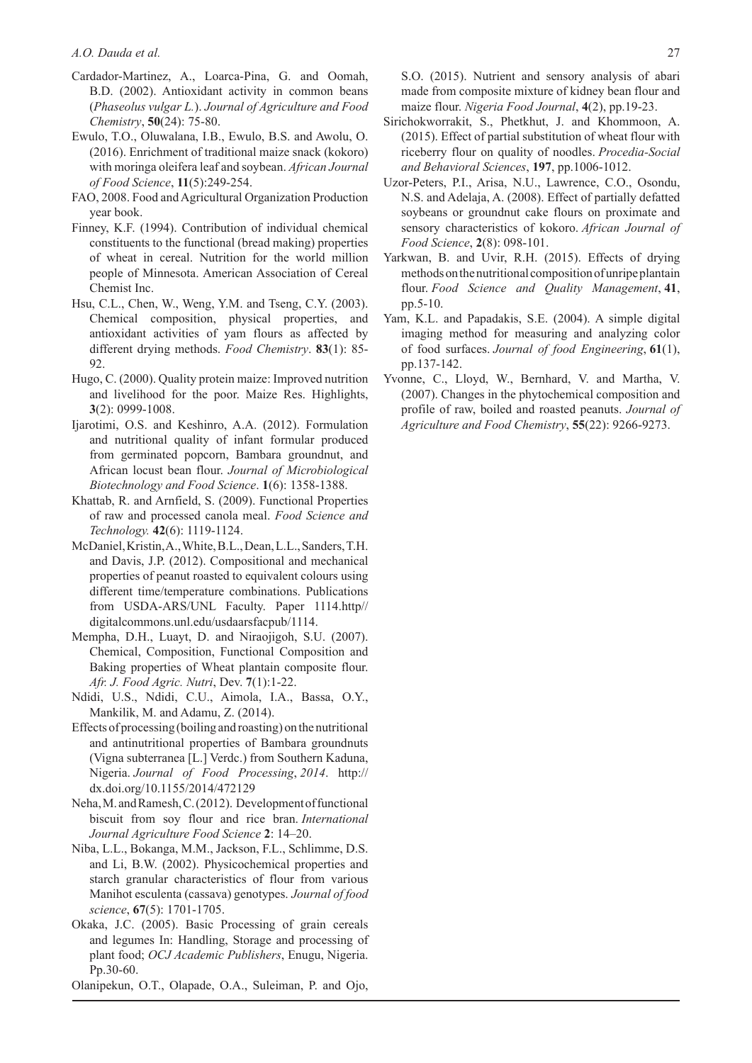Cardador-Martinez, A., Loarca-Pina, G. and Oomah, B.D. (2002). Antioxidant activity in common beans (*Phaseolus vulgar L.*). *Journal of Agriculture and Food Chemistry*, **50**(24): 75-80.

Ewulo, T.O., Oluwalana, I.B., Ewulo, B.S. and Awolu, O. (2016). Enrichment of traditional maize snack (kokoro) with moringa oleifera leaf and soybean. *African Journal of Food Science*, **11**(5):249-254.

FAO, 2008. Food and Agricultural Organization Production year book.

Finney, K.F. (1994). Contribution of individual chemical constituents to the functional (bread making) properties of wheat in cereal. Nutrition for the world million people of Minnesota. American Association of Cereal Chemist Inc.

Hsu, C.L., Chen, W., Weng, Y.M. and Tseng, C.Y. (2003). Chemical composition, physical properties, and antioxidant activities of yam flours as affected by different drying methods. *Food Chemistry*. **83**(1): 85-92.

Hugo, C. (2000). Quality protein maize: Improved nutrition and livelihood for the poor. Maize Res. Highlights, **3**(2): 0999-1008.

Ijarotimi, O.S. and Keshinro, A.A. (2012). Formulation and nutritional quality of infant formular produced from germinated popcorn, Bambara groundnut, and African locust bean flour. *Journal of Microbiological Biotechnology and Food Science*. **1**(6): 1358-1388.

Khattab, R. and Arnfield, S. (2009). Functional Properties of raw and processed canola meal. *Food Science and Technology.* **42**(6): 1119-1124.

McDaniel, Kristin, A., White, B.L., Dean, L.L., Sanders, T.H. and Davis, J.P. (2012). Compositional and mechanical properties of peanut roasted to equivalent colours using different time/temperature combinations. Publications from USDA-ARS/UNL Faculty. Paper 1114.http// digitalcommons.unl.edu/usdaarsfacpub/1114.

Mempha, D.H., Luayt, D. and Niraojigoh, S.U. (2007). Chemical, Composition, Functional Composition and Baking properties of Wheat plantain composite flour. *Afr. J. Food Agric. Nutri*, Dev. **7**(1):1-22.

Ndidi, U.S., Ndidi, C.U., Aimola, I.A., Bassa, O.Y., Mankilik, M. and Adamu, Z. (2014).

Effects of processing (boiling and roasting) on the nutritional and antinutritional properties of Bambara groundnuts (Vigna subterranea [L.] Verdc.) from Southern Kaduna, Nigeria. *Journal of Food Processing*, *2014*. http:// dx.doi.org/10.1155/2014/472129

Neha, M. and Ramesh, C. (2012). Development of functional biscuit from soy flour and rice bran. *International Journal Agriculture Food Science* **2**: 14–20.

Niba, L.L., Bokanga, M.M., Jackson, F.L., Schlimme, D.S. and Li, B.W. (2002). Physicochemical properties and starch granular characteristics of flour from various Manihot esculenta (cassava) genotypes. *Journal of food science*, **67**(5): 1701-1705.

Okaka, J.C. (2005). Basic Processing of grain cereals and legumes In: Handling, Storage and processing of plant food; *OCJ Academic Publishers*, Enugu, Nigeria. Pp.30-60.

Olanipekun, O.T., Olapade, O.A., Suleiman, P. and Ojo, S.O. (2015). Nutrient and sensory analysis of abari made from composite mixture of kidney bean flour and maize flour. *Nigeria Food Journal*, **4**(2), pp.19-23.

Sirichokworrakit, S., Phetkhut, J. and Khommoon, A. (2015). Effect of partial substitution of wheat flour with riceberry flour on quality of noodles. *Procedia-Social and Behavioral Sciences*, **197**, pp.1006-1012.

Uzor-Peters, P.I., Arisa, N.U., Lawrence, C.O., Osondu, N.S. and Adelaja, A. (2008). Effect of partially defatted soybeans or groundnut cake flours on proximate and sensory characteristics of kokoro. *African Journal of Food Science*, **2**(8): 098-101.

Yarkwan, B. and Uvir, R.H. (2015). Effects of drying methods on the nutritional composition of unripe plantain flour. *Food Science and Quality Management*, **41**, pp.5-10.

Yam, K.L. and Papadakis, S.E. (2004). A simple digital imaging method for measuring and analyzing color of food surfaces. *Journal of food Engineering*, **61**(1), pp.137-142.

Yvonne, C., Lloyd, W., Bernhard, V. and Martha, V. (2007). Changes in the phytochemical composition and profile of raw, boiled and roasted peanuts. *Journal of Agriculture and Food Chemistry*, **55**(22): 9266-9273.